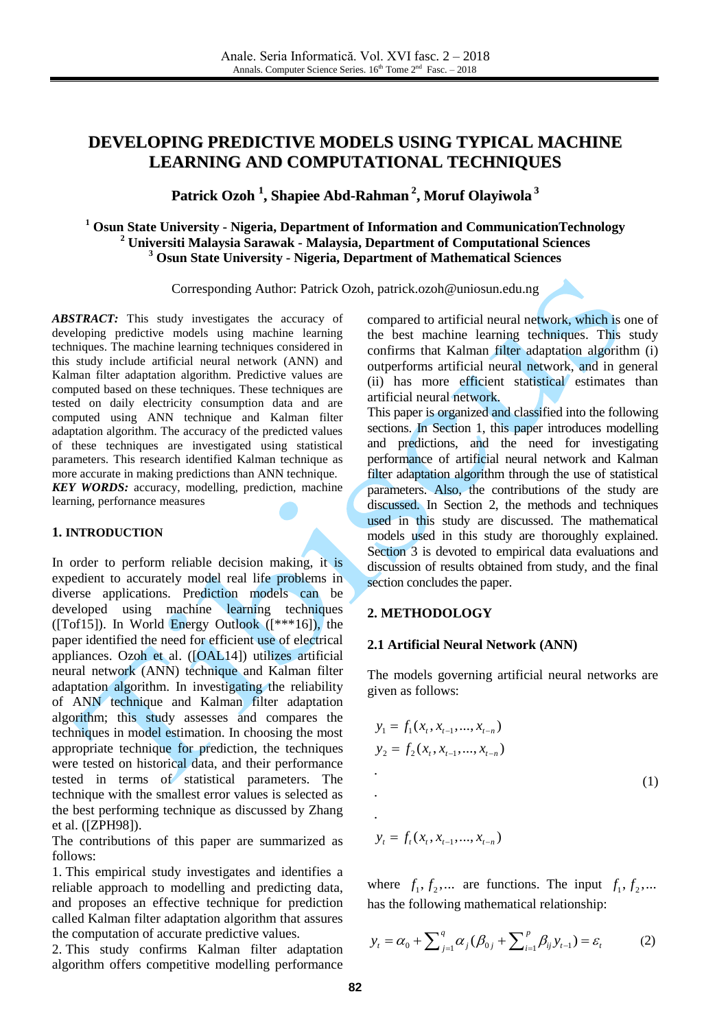# DEVELOPING PREDICTIVE MODELS USING TYPICAL MACHINE LEARNING AND COMPUTATIONAL TECHNIQUES

**Patrick Ozoh [1], Shapiee Abd-Rahman [2], Moruf Olayiwola [3]**

**[1] Osun State University - Nigeria, Department of Information and CommunicationTechnology**
**[2] Universiti Malaysia Sarawak - Malaysia, Department of Computational Sciences**
**[3] Osun State University - Nigeria, Department of Mathematical Sciences**

Corresponding Author: Patrick Ozoh, patrick.ozoh@uniosun.edu.ng

***ABSTRACT:*** This study investigates the accuracy of developing predictive models using machine learning techniques. The machine learning techniques considered in this study include artificial neural network (ANN) and Kalman filter adaptation algorithm. Predictive values are computed based on these techniques. These techniques are tested on daily electricity consumption data and are computed using ANN technique and Kalman filter adaptation algorithm. The accuracy of the predicted values of these techniques are investigated using statistical parameters. This research identified Kalman technique as more accurate in making predictions than ANN technique.

***KEY WORDS:*** accuracy, modelling, prediction, machine learning, perfornance measures

## 1. INTRODUCTION

In order to perform reliable decision making, it is expedient to accurately model real life problems in diverse applications. Prediction models can be developed using machine learning techniques ([Tof15]). In World Energy Outlook ([***16]), the paper identified the need for efficient use of electrical appliances. Ozoh et al. ([OAL14]) utilizes artificial neural network (ANN) technique and Kalman filter adaptation algorithm. In investigating the reliability of ANN technique and Kalman filter adaptation algorithm; this study assesses and compares the techniques in model estimation. In choosing the most appropriate technique for prediction, the techniques were tested on historical data, and their performance tested in terms of statistical parameters. The technique with the smallest error values is selected as the best performing technique as discussed by Zhang et al. ([ZPH98]).

The contributions of this paper are summarized as follows:

1. This empirical study investigates and identifies a reliable approach to modelling and predicting data, and proposes an effective technique for prediction called Kalman filter adaptation algorithm that assures the computation of accurate predictive values.
2. This study confirms Kalman filter adaptation algorithm offers competitive modelling performance compared to artificial neural network, which is one of the best machine learning techniques. This study confirms that Kalman filter adaptation algorithm (i) outperforms artificial neural network, and in general (ii) has more efficient statistical estimates than artificial neural network.

This paper is organized and classified into the following sections. In Section 1, this paper introduces modelling and predictions, and the need for investigating performance of artificial neural network and Kalman filter adaptation algorithm through the use of statistical parameters. Also, the contributions of the study are discussed. In Section 2, the methods and techniques used in this study are discussed. The mathematical models used in this study are thoroughly explained. Section 3 is devoted to empirical data evaluations and discussion of results obtained from study, and the final section concludes the paper.

## 2. METHODOLOGY

### 2.1 Artificial Neural Network (ANN)

The models governing artificial neural networks are given as follows:

$$
\begin{aligned}
y_1 &= f_1(x_t, x_{t-1}, ..., x_{t-n}) \\
y_2 &= f_2(x_t, x_{t-1}, ..., x_{t-n}) \\
&. \\
&. \\
&. \\
y_t &= f_t(x_t, x_{t-1}, ..., x_{t-n})
\end{aligned} \tag{1}
$$

where $f_1, f_2, ...$ are functions. The input $f_1, f_2, ...$ has the following mathematical relationship:

$$y_t = \alpha_0 + \sum_{j=1}^{q} \alpha_j (\beta_{0j} + \sum_{i=1}^{p} \beta_{ij} y_{t-1}) = \varepsilon_t \tag{2}$$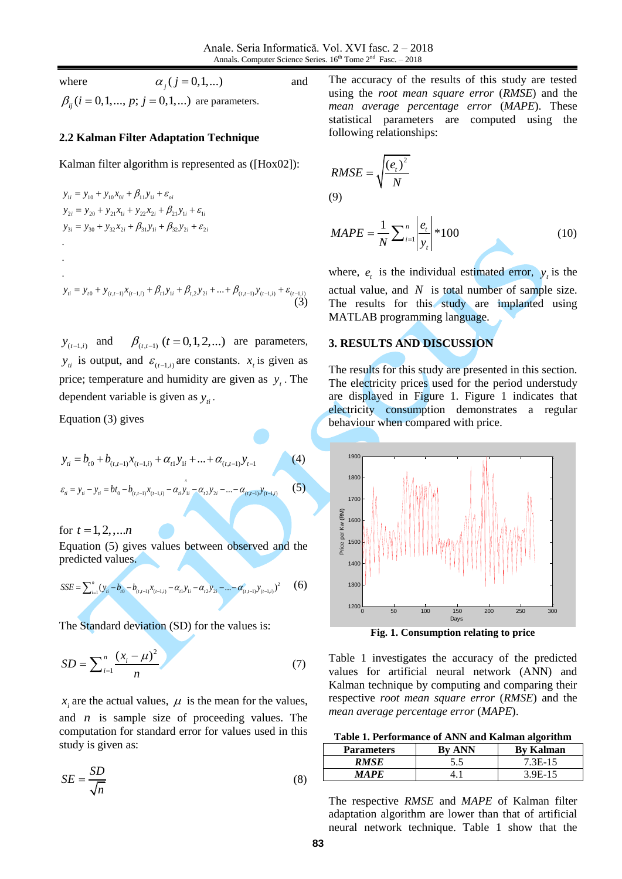where $\alpha_j (j = 0,1,...)$ and $\beta_{ij} (i = 0,1,..., p; j = 0,1,...)$ are parameters.

### 2.2 Kalman Filter Adaptation Technique

Kalman filter algorithm is represented as ([Hox02]):

$$y_{1i} = y_{10} + y_{10} x_{0i} + \beta_{11} y_{1i} + \varepsilon_{oi}$$
$$y_{2i} = y_{20} + y_{21} x_{1i} + y_{22} x_{2i} + \beta_{21} y_{1i} + \varepsilon_{1i}$$
$$y_{3i} = y_{30} + y_{32} x_{2i} + \beta_{31} y_{1i} + \beta_{32} y_{2i} + \varepsilon_{2i}$$
.
.
.
$$y_{ti} = y_{t0} + y_{(t,t-1)} x_{(t-1,i)} + \beta_{t1} y_{1i} + \beta_{t,2} y_{2i} + ... + \beta_{(t,t-1)} y_{(t-1,i)} + \varepsilon_{(t-1,i)} \quad (3)$$

$y_{(t-1,i)}$ and $\beta_{(t,t-1)}$ $(t = 0,1,2,...)$ are parameters, $y_{ti}$ is output, and $\varepsilon_{(t-1,i)}$ are constants. $x_t$ is given as price; temperature and humidity are given as $y_t$. The dependent variable is given as $y_{ti}$.

Equation (3) gives

$$y_{ti} = b_{t0} + b_{(t,t-1)} x_{(t-1,i)} + \alpha_{t1} y_{1i} + ... + \alpha_{(t,t-1)} y_{t-1} \quad (4)$$

$$\varepsilon_{ti} = y_{ti} - \hat{y}_{ti} = bt_0 - b_{(t,t-1)} x_{(t-1,i)} - \alpha_{ti} y_{1i} - \alpha_{t2} y_{2i} - ... - \alpha_{(t,t-1)} y_{(t-1,i)} \quad (5)$$

for $t = 1,2,,...n$

Equation (5) gives values between observed and the predicted values.

$$SSE = \sum_{i=1}^{n} (y_{ti} - b_{t0} - b_{(t,t-1)} x_{(t-1,i)} - \alpha_{t1} y_{1i} - \alpha_{t2} y_{2i} - ... - \alpha_{(t,t-1)} y_{(t-1,i)})^2 \quad (6)$$

The Standard deviation (SD) for the values is:

$$SD = \sum_{i=1}^{n} \frac{(x_i - \mu)^2}{n} \quad (7)$$

$x_i$ are the actual values, $\mu$ is the mean for the values, and $n$ is sample size of proceeding values. The computation for standard error for values used in this study is given as:

$$SE = \frac{SD}{\sqrt{n}} \quad (8)$$

The accuracy of the results of this study are tested using the *root mean square error* (*RMSE*) and the *mean average percentage error* (*MAPE*). These statistical parameters are computed using the following relationships:

$$RMSE = \sqrt{\frac{(e_t)^2}{N}} \quad (9)$$

$$MAPE = \frac{1}{N} \sum_{i=1}^{n} \left| \frac{e_t}{y_t} \right| * 100 \quad (10)$$

where, $e_t$ is the individual estimated error, $y_t$ is the actual value, and $N$ is total number of sample size. The results for this study are implanted using MATLAB programming language.

## 3. RESULTS AND DISCUSSION

The results for this study are presented in this section. The electricity prices used for the period understudy are displayed in Figure 1. Figure 1 indicates that electricity consumption demonstrates a regular behaviour when compared with price.

**Fig. 1. Consumption relating to price**

Table 1 investigates the accuracy of the predicted values for artificial neural network (ANN) and Kalman technique by computing and comparing their respective *root mean square error* (*RMSE*) and the *mean average percentage error* (*MAPE*).

**Table 1. Performance of ANN and Kalman algorithm**

| Parameters | By ANN | By Kalman |
|---|---|---|
| ***RMSE*** | 5.5 | 7.3E-15 |
| ***MAPE*** | 4.1 | 3.9E-15 |

The respective *RMSE* and *MAPE* of Kalman filter adaptation algorithm are lower than that of artificial neural network technique. Table 1 show that the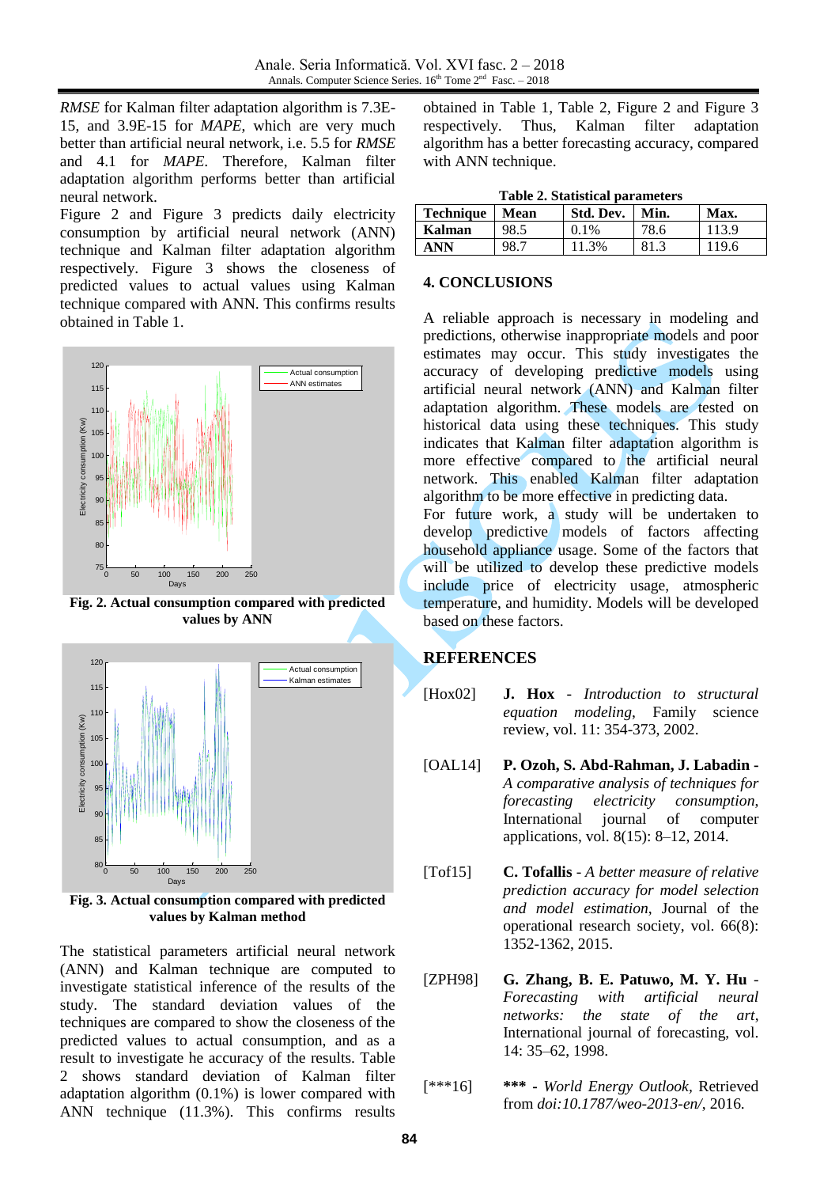*RMSE* for Kalman filter adaptation algorithm is 7.3E-15, and 3.9E-15 for *MAPE*, which are very much better than artificial neural network, i.e. 5.5 for *RMSE* and 4.1 for *MAPE*. Therefore, Kalman filter adaptation algorithm performs better than artificial neural network.

Figure 2 and Figure 3 predicts daily electricity consumption by artificial neural network (ANN) technique and Kalman filter adaptation algorithm respectively. Figure 3 shows the closeness of predicted values to actual values using Kalman technique compared with ANN. This confirms results obtained in Table 1.

**Fig. 2. Actual consumption compared with predicted values by ANN**

**Fig. 3. Actual consumption compared with predicted values by Kalman method**

The statistical parameters artificial neural network (ANN) and Kalman technique are computed to investigate statistical inference of the results of the study. The standard deviation values of the techniques are compared to show the closeness of the predicted values to actual consumption, and as a result to investigate he accuracy of the results. Table 2 shows standard deviation of Kalman filter adaptation algorithm (0.1%) is lower compared with ANN technique (11.3%). This confirms results obtained in Table 1, Table 2, Figure 2 and Figure 3 respectively. Thus, Kalman filter adaptation algorithm has a better forecasting accuracy, compared with ANN technique.

**Table 2. Statistical parameters**

| Technique | Mean | Std. Dev. | Min. | Max. |
|---|---|---|---|---|
| **Kalman** | 98.5 | 0.1% | 78.6 | 113.9 |
| **ANN** | 98.7 | 11.3% | 81.3 | 119.6 |

## 4. CONCLUSIONS

A reliable approach is necessary in modeling and predictions, otherwise inappropriate models and poor estimates may occur. This study investigates the accuracy of developing predictive models using artificial neural network (ANN) and Kalman filter adaptation algorithm. These models are tested on historical data using these techniques. This study indicates that Kalman filter adaptation algorithm is more effective compared to the artificial neural network. This enabled Kalman filter adaptation algorithm to be more effective in predicting data.

For future work, a study will be undertaken to develop predictive models of factors affecting household appliance usage. Some of the factors that will be utilized to develop these predictive models include price of electricity usage, atmospheric temperature, and humidity. Models will be developed based on these factors.

## REFERENCES

[Hox02] **J. Hox** - *Introduction to structural equation modeling*, Family science review, vol. 11: 354-373, 2002.

[OAL14] **P. Ozoh, S. Abd-Rahman, J. Labadin** - *A comparative analysis of techniques for forecasting electricity consumption*, International journal of computer applications, vol. 8(15): 8–12, 2014.

[Tof15] **C. Tofallis** - *A better measure of relative prediction accuracy for model selection and model estimation*, Journal of the operational research society, vol. 66(8): 1352-1362, 2015.

[ZPH98] **G. Zhang, B. E. Patuwo, M. Y. Hu** - *Forecasting with artificial neural networks: the state of the art*, International journal of forecasting, vol. 14: 35–62, 1998.

[***16] **\*\*\*** - *World Energy Outlook*, Retrieved from *doi:10.1787/weo-2013-en/*, 2016.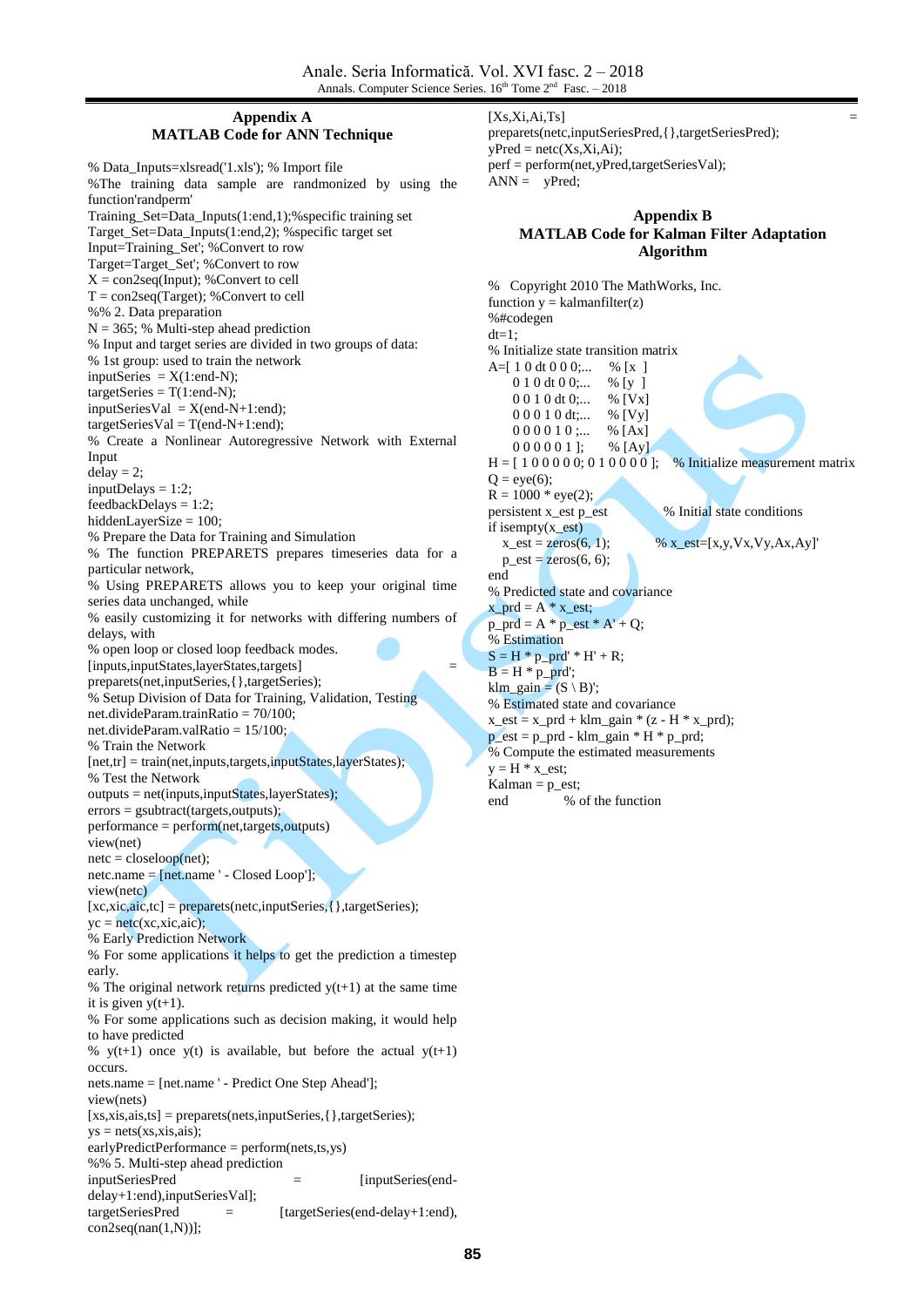## Appendix A
## MATLAB Code for ANN Technique

```
% Data_Inputs=xlsread('1.xls'); % Import file
%The training data sample are randmonized by using the function'randperm'
Training_Set=Data_Inputs(1:end,1);%specific training set
Target_Set=Data_Inputs(1:end,2); %specific target set
Input=Training_Set'; %Convert to row
Target=Target_Set'; %Convert to row
X = con2seq(Input); %Convert to cell
T = con2seq(Target); %Convert to cell
%% 2. Data preparation
N = 365; % Multi-step ahead prediction
% Input and target series are divided in two groups of data:
% 1st group: used to train the network
inputSeries  = X(1:end-N);
targetSeries = T(1:end-N);
inputSeriesVal  = X(end-N+1:end);
targetSeriesVal = T(end-N+1:end);
% Create a Nonlinear Autoregressive Network with External Input
delay = 2;
inputDelays = 1:2;
feedbackDelays = 1:2;
hiddenLayerSize = 100;
% Prepare the Data for Training and Simulation
% The function PREPARETS prepares timeseries data for a particular network,
% Using PREPARETS allows you to keep your original time series data unchanged, while
% easily customizing it for networks with differing numbers of delays, with
% open loop or closed loop feedback modes.
[inputs,inputStates,layerStates,targets] = preparets(net,inputSeries,{},targetSeries);
% Setup Division of Data for Training, Validation, Testing
net.divideParam.trainRatio = 70/100;
net.divideParam.valRatio = 15/100;
% Train the Network
[net,tr] = train(net,inputs,targets,inputStates,layerStates);
% Test the Network
outputs = net(inputs,inputStates,layerStates);
errors = gsubtract(targets,outputs);
performance = perform(net,targets,outputs)
view(net)
netc = closeloop(net);
netc.name = [net.name ' - Closed Loop'];
view(netc)
[xc,xic,aic,tc] = preparets(netc,inputSeries,{},targetSeries);
yc = netc(xc,xic,aic);
% Early Prediction Network
% For some applications it helps to get the prediction a timestep early.
% The original network returns predicted y(t+1) at the same time it is given y(t+1).
% For some applications such as decision making, it would help to have predicted
% y(t+1) once y(t) is available, but before the actual y(t+1) occurs.
nets.name = [net.name ' - Predict One Step Ahead'];
view(nets)
[xs,xis,ais,ts] = preparets(nets,inputSeries,{},targetSeries);
ys = nets(xs,xis,ais);
earlyPredictPerformance = perform(nets,ts,ys)
%% 5. Multi-step ahead prediction
inputSeriesPred = [inputSeries(end-delay+1:end),inputSeriesVal];
targetSeriesPred = [targetSeries(end-delay+1:end), con2seq(nan(1,N))];
[Xs,Xi,Ai,Ts] = preparets(netc,inputSeriesPred,{},targetSeriesPred);
yPred = netc(Xs,Xi,Ai);
perf = perform(net,yPred,targetSeriesVal);
ANN =   yPred;
```

## Appendix B
## MATLAB Code for Kalman Filter Adaptation Algorithm

```
%  Copyright 2010 The MathWorks, Inc.
function y = kalmanfilter(z)
%#codegen
dt=1;
% Initialize state transition matrix
A=[ 1 0 dt 0 0 0;...    % [x ]
    0 1 0 dt 0 0;...    % [y ]
    0 0 1 0 dt 0;...    % [Vx]
    0 0 0 1 0 dt;...    % [Vy]
    0 0 0 0 1 0 ;...    % [Ax]
    0 0 0 0 0 1 ];      % [Ay]
H = [ 1 0 0 0 0 0; 0 1 0 0 0 0 ];   % Initialize measurement matrix
Q = eye(6);
R = 1000 * eye(2);
persistent x_est p_est          % Initial state conditions
if isempty(x_est)
   x_est = zeros(6, 1);          % x_est=[x,y,Vx,Vy,Ax,Ay]'
   p_est = zeros(6, 6);
end
% Predicted state and covariance
x_prd = A * x_est;
p_prd = A * p_est * A' + Q;
% Estimation
S = H * p_prd' * H' + R;
B = H * p_prd';
klm_gain = (S \ B)';
% Estimated state and covariance
x_est = x_prd + klm_gain * (z - H * x_prd);
p_est = p_prd - klm_gain * H * p_prd;
% Compute the estimated measurements
y = H * x_est;
Kalman = p_est;
end            % of the function
```